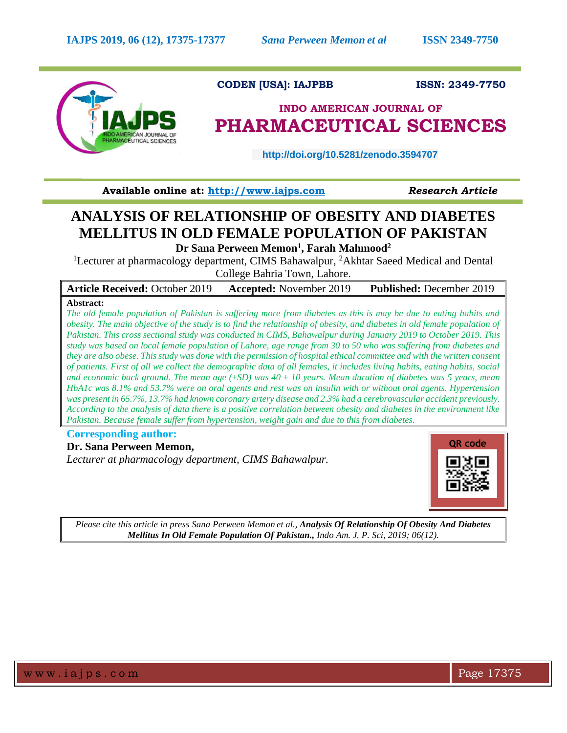CODEN [USA]: IAJPBB ISSN: 2349-7750

**INDO AMERICAN JOURNAL OF**
# PHARMACEUTICAL SCIENCES

http://doi.org/10.5281/zenodo.3594707

**Available online at:** http://www.iajps.com *Research Article*

# ANALYSIS OF RELATIONSHIP OF OBESITY AND DIABETES MELLITUS IN OLD FEMALE POPULATION OF PAKISTAN

**Dr Sana Perween Memon[1], Farah Mahmood[2]**

[1]Lecturer at pharmacology department, CIMS Bahawalpur, [2]Akhtar Saeed Medical and Dental College Bahria Town, Lahore.

**Article Received:** October 2019 **Accepted:** November 2019 **Published:** December 2019

**Abstract:**

*The old female population of Pakistan is suffering more from diabetes as this is may be due to eating habits and obesity. The main objective of the study is to find the relationship of obesity, and diabetes in old female population of Pakistan. This cross sectional study was conducted in CIMS, Bahawalpur during January 2019 to October 2019. This study was based on local female population of Lahore, age range from 30 to 50 who was suffering from diabetes and they are also obese. This study was done with the permission of hospital ethical committee and with the written consent of patients. First of all we collect the demographic data of all females, it includes living habits, eating habits, social and economic back ground. The mean age (±SD) was 40 ± 10 years. Mean duration of diabetes was 5 years, mean HbA1c was 8.1% and 53.7% were on oral agents and rest was on insulin with or without oral agents. Hypertension was present in 65.7%, 13.7% had known coronary artery disease and 2.3% had a cerebrovascular accident previously. According to the analysis of data there is a positive correlation between obesity and diabetes in the environment like Pakistan. Because female suffer from hypertension, weight gain and due to this from diabetes.*

**Corresponding author:**

**Dr. Sana Perween Memon,**

*Lecturer at pharmacology department, CIMS Bahawalpur.*

QR code

*Please cite this article in press Sana Perween Memon et al.,* ***Analysis Of Relationship Of Obesity And Diabetes Mellitus In Old Female Population Of Pakistan.,*** *Indo Am. J. P. Sci, 2019; 06(12).*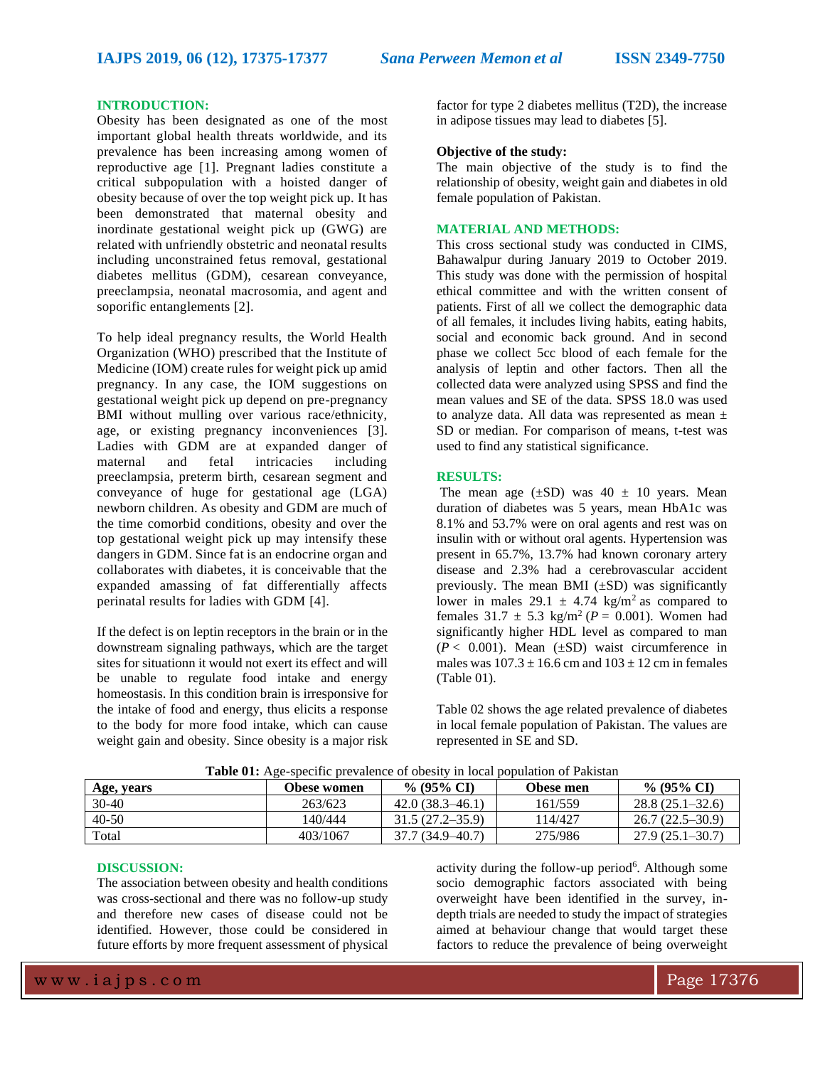## INTRODUCTION:

Obesity has been designated as one of the most important global health threats worldwide, and its prevalence has been increasing among women of reproductive age [1]. Pregnant ladies constitute a critical subpopulation with a hoisted danger of obesity because of over the top weight pick up. It has been demonstrated that maternal obesity and inordinate gestational weight pick up (GWG) are related with unfriendly obstetric and neonatal results including unconstrained fetus removal, gestational diabetes mellitus (GDM), cesarean conveyance, preeclampsia, neonatal macrosomia, and agent and soporific entanglements [2].

To help ideal pregnancy results, the World Health Organization (WHO) prescribed that the Institute of Medicine (IOM) create rules for weight pick up amid pregnancy. In any case, the IOM suggestions on gestational weight pick up depend on pre-pregnancy BMI without mulling over various race/ethnicity, age, or existing pregnancy inconveniences [3]. Ladies with GDM are at expanded danger of maternal and fetal intricacies including preeclampsia, preterm birth, cesarean segment and conveyance of huge for gestational age (LGA) newborn children. As obesity and GDM are much of the time comorbid conditions, obesity and over the top gestational weight pick up may intensify these dangers in GDM. Since fat is an endocrine organ and collaborates with diabetes, it is conceivable that the expanded amassing of fat differentially affects perinatal results for ladies with GDM [4].

If the defect is on leptin receptors in the brain or in the downstream signaling pathways, which are the target sites for situationn it would not exert its effect and will be unable to regulate food intake and energy homeostasis. In this condition brain is irresponsive for the intake of food and energy, thus elicits a response to the body for more food intake, which can cause weight gain and obesity. Since obesity is a major risk factor for type 2 diabetes mellitus (T2D), the increase in adipose tissues may lead to diabetes [5].

**Objective of the study:**

The main objective of the study is to find the relationship of obesity, weight gain and diabetes in old female population of Pakistan.

## MATERIAL AND METHODS:

This cross sectional study was conducted in CIMS, Bahawalpur during January 2019 to October 2019. This study was done with the permission of hospital ethical committee and with the written consent of patients. First of all we collect the demographic data of all females, it includes living habits, eating habits, social and economic back ground. And in second phase we collect 5cc blood of each female for the analysis of leptin and other factors. Then all the collected data were analyzed using SPSS and find the mean values and SE of the data. SPSS 18.0 was used to analyze data. All data was represented as mean ± SD or median. For comparison of means, t-test was used to find any statistical significance.

## RESULTS:

The mean age (±SD) was 40 ± 10 years. Mean duration of diabetes was 5 years, mean HbA1c was 8.1% and 53.7% were on oral agents and rest was on insulin with or without oral agents. Hypertension was present in 65.7%, 13.7% had known coronary artery disease and 2.3% had a cerebrovascular accident previously. The mean BMI (±SD) was significantly lower in males 29.1 ± 4.74 kg/m$^2$ as compared to females 31.7 ± 5.3 kg/m$^2$ ($P$ = 0.001). Women had significantly higher HDL level as compared to man ($P <$ 0.001). Mean (±SD) waist circumference in males was 107.3 ± 16.6 cm and 103 ± 12 cm in females (Table 01).

Table 02 shows the age related prevalence of diabetes in local female population of Pakistan. The values are represented in SE and SD.

**Table 01:** Age-specific prevalence of obesity in local population of Pakistan

| Age, years | Obese women | % (95% CI) | Obese men | % (95% CI) |
|---|---|---|---|---|
| 30-40 | 263/623 | 42.0 (38.3–46.1) | 161/559 | 28.8 (25.1–32.6) |
| 40-50 | 140/444 | 31.5 (27.2–35.9) | 114/427 | 26.7 (22.5–30.9) |
| Total | 403/1067 | 37.7 (34.9–40.7) | 275/986 | 27.9 (25.1–30.7) |

## DISCUSSION:

The association between obesity and health conditions was cross-sectional and there was no follow-up study and therefore new cases of disease could not be identified. However, those could be considered in future efforts by more frequent assessment of physical activity during the follow-up period[6]. Although some socio demographic factors associated with being overweight have been identified in the survey, in-depth trials are needed to study the impact of strategies aimed at behaviour change that would target these factors to reduce the prevalence of being overweight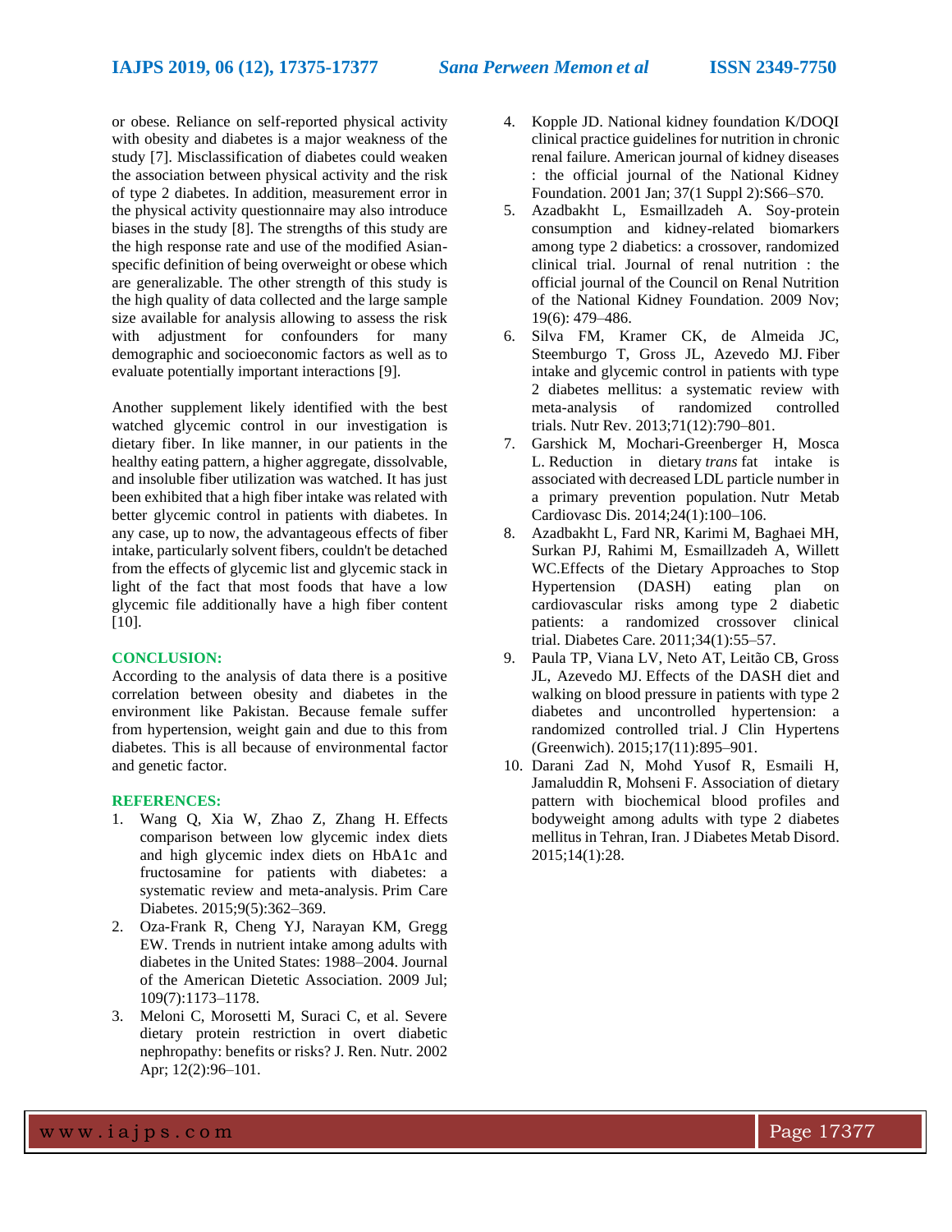or obese. Reliance on self-reported physical activity with obesity and diabetes is a major weakness of the study [7]. Misclassification of diabetes could weaken the association between physical activity and the risk of type 2 diabetes. In addition, measurement error in the physical activity questionnaire may also introduce biases in the study [8]. The strengths of this study are the high response rate and use of the modified Asian-specific definition of being overweight or obese which are generalizable. The other strength of this study is the high quality of data collected and the large sample size available for analysis allowing to assess the risk with adjustment for confounders for many demographic and socioeconomic factors as well as to evaluate potentially important interactions [9].

Another supplement likely identified with the best watched glycemic control in our investigation is dietary fiber. In like manner, in our patients in the healthy eating pattern, a higher aggregate, dissolvable, and insoluble fiber utilization was watched. It has just been exhibited that a high fiber intake was related with better glycemic control in patients with diabetes. In any case, up to now, the advantageous effects of fiber intake, particularly solvent fibers, couldn't be detached from the effects of glycemic list and glycemic stack in light of the fact that most foods that have a low glycemic file additionally have a high fiber content [10].

## CONCLUSION:

According to the analysis of data there is a positive correlation between obesity and diabetes in the environment like Pakistan. Because female suffer from hypertension, weight gain and due to this from diabetes. This is all because of environmental factor and genetic factor.

## REFERENCES:

1. Wang Q, Xia W, Zhao Z, Zhang H. Effects comparison between low glycemic index diets and high glycemic index diets on HbA1c and fructosamine for patients with diabetes: a systematic review and meta-analysis. Prim Care Diabetes. 2015;9(5):362–369.
2. Oza-Frank R, Cheng YJ, Narayan KM, Gregg EW. Trends in nutrient intake among adults with diabetes in the United States: 1988–2004. Journal of the American Dietetic Association. 2009 Jul; 109(7):1173–1178.
3. Meloni C, Morosetti M, Suraci C, et al. Severe dietary protein restriction in overt diabetic nephropathy: benefits or risks? J. Ren. Nutr. 2002 Apr; 12(2):96–101.
4. Kopple JD. National kidney foundation K/DOQI clinical practice guidelines for nutrition in chronic renal failure. American journal of kidney diseases : the official journal of the National Kidney Foundation. 2001 Jan; 37(1 Suppl 2):S66–S70.
5. Azadbakht L, Esmaillzadeh A. Soy-protein consumption and kidney-related biomarkers among type 2 diabetics: a crossover, randomized clinical trial. Journal of renal nutrition : the official journal of the Council on Renal Nutrition of the National Kidney Foundation. 2009 Nov; 19(6): 479–486.
6. Silva FM, Kramer CK, de Almeida JC, Steemburgo T, Gross JL, Azevedo MJ. Fiber intake and glycemic control in patients with type 2 diabetes mellitus: a systematic review with meta-analysis of randomized controlled trials. Nutr Rev. 2013;71(12):790–801.
7. Garshick M, Mochari-Greenberger H, Mosca L. Reduction in dietary *trans* fat intake is associated with decreased LDL particle number in a primary prevention population. Nutr Metab Cardiovasc Dis. 2014;24(1):100–106.
8. Azadbakht L, Fard NR, Karimi M, Baghaei MH, Surkan PJ, Rahimi M, Esmaillzadeh A, Willett WC.Effects of the Dietary Approaches to Stop Hypertension (DASH) eating plan on cardiovascular risks among type 2 diabetic patients: a randomized crossover clinical trial. Diabetes Care. 2011;34(1):55–57.
9. Paula TP, Viana LV, Neto AT, Leitão CB, Gross JL, Azevedo MJ. Effects of the DASH diet and walking on blood pressure in patients with type 2 diabetes and uncontrolled hypertension: a randomized controlled trial. J Clin Hypertens (Greenwich). 2015;17(11):895–901.
10. Darani Zad N, Mohd Yusof R, Esmaili H, Jamaluddin R, Mohseni F. Association of dietary pattern with biochemical blood profiles and bodyweight among adults with type 2 diabetes mellitus in Tehran, Iran. J Diabetes Metab Disord. 2015;14(1):28.